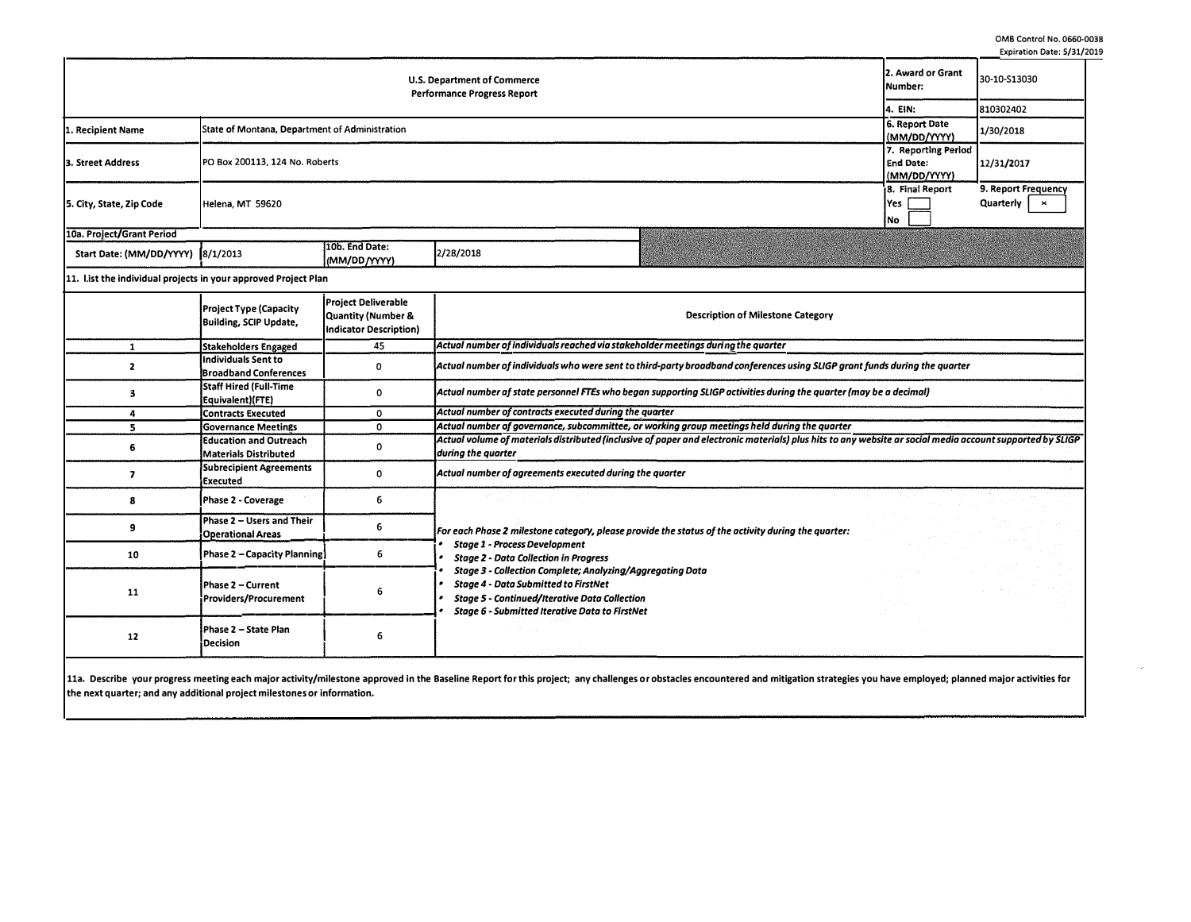OMB Control No. 0660-0038
Expiration Date: 5/31/2019

| U.S. Department of Commerce<br>Performance Progress Report | | | | 2. Award or Grant Number: | 30-10-S13030 |
|---|---|---|---|---|---|
| | | | | 4. EIN: | 810302402 |
| 1. Recipient Name | State of Montana, Department of Administration | | | 6. Report Date (MM/DD/YYYY) | 1/30/2018 |
| 3. Street Address | PO Box 200113, 124 No. Roberts | | | 7. Reporting Period End Date: (MM/DD/YYYY) | 12/31/2017 |
| 5. City, State, Zip Code | Helena, MT 59620 | | | 8. Final Report<br>Yes [ ]<br>No [ ] | 9. Report Frequency<br>Quarterly [x] |
| 10a. Project/Grant Period | | | | | |
| Start Date: (MM/DD/YYYY) | 8/1/2013 | 10b. End Date: (MM/DD/YYYY) | 2/28/2018 | | |

11. List the individual projects in your approved Project Plan

| | Project Type (Capacity Building, SCIP Update, | Project Deliverable Quantity (Number & Indicator Description) | Description of Milestone Category |
|---|---|---|---|
| 1 | Stakeholders Engaged | 45 | *Actual number of individuals reached via stakeholder meetings during the quarter* |
| 2 | Individuals Sent to Broadband Conferences | 0 | *Actual number of individuals who were sent to third-party broadband conferences using SLIGP grant funds during the quarter* |
| 3 | Staff Hired (Full-Time Equivalent)(FTE) | 0 | *Actual number of state personnel FTEs who began supporting SLIGP activities during the quarter (may be a decimal)* |
| 4 | Contracts Executed | 0 | *Actual number of contracts executed during the quarter* |
| 5 | Governance Meetings | 0 | *Actual number of governance, subcommittee, or working group meetings held during the quarter* |
| 6 | Education and Outreach Materials Distributed | 0 | *Actual volume of materials distributed (inclusive of paper and electronic materials) plus hits to any website or social media account supported by SLIGP during the quarter* |
| 7 | Subrecipient Agreements Executed | 0 | *Actual number of agreements executed during the quarter* |
| 8 | Phase 2 - Coverage | 6 | *For each Phase 2 milestone category, please provide the status of the activity during the quarter:*<br>• *Stage 1 - Process Development*<br>• *Stage 2 - Data Collection in Progress*<br>• *Stage 3 - Collection Complete; Analyzing/Aggregating Data*<br>• *Stage 4 - Data Submitted to FirstNet*<br>• *Stage 5 - Continued/Iterative Data Collection*<br>• *Stage 6 - Submitted Iterative Data to FirstNet* |
| 9 | Phase 2 – Users and Their Operational Areas | 6 | |
| 10 | Phase 2 – Capacity Planning | 6 | |
| 11 | Phase 2 – Current Providers/Procurement | 6 | |
| 12 | Phase 2 – State Plan Decision | 6 | |

11a. Describe your progress meeting each major activity/milestone approved in the Baseline Report for this project; any challenges or obstacles encountered and mitigation strategies you have employed; planned major activities for the next quarter; and any additional project milestones or information.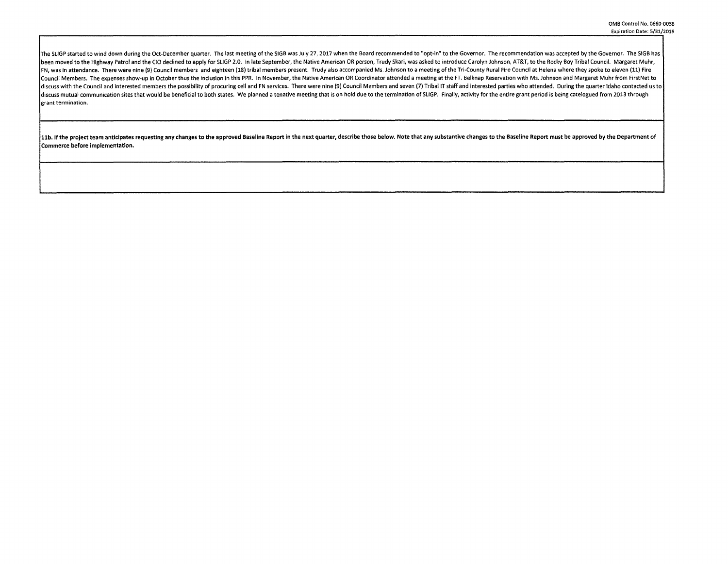The SLIGP started to wind down during the Oct-December quarter. The last meeting of the SIGB was July 27, 2017 when the Board recommended to "opt-in" to the Governor. The recommendation was accepted by the Governor. The SIGB has been moved to the Highway Patrol and the CIO declined to apply for SLIGP 2.0. In late September, the Native American OR person, Trudy Skari, was asked to introduce Carolyn Johnson, AT&T, to the Rocky Boy Tribal Council. Margaret Muhr, FN, was in attendance. There were nine (9) Council members and eighteen (18) tribal members present. Trudy also accompanied Ms. Johnson to a meeting of the Tri-County Rural Fire Council at Helena where they spoke to eleven (11) Fire Council Members. The expenses show-up in October thus the inclusion in this PPR. In November, the Native American OR Coordinator attended a meeting at the FT. Belknap Reservation with Ms. Johnson and Margaret Muhr from FirstNet to discuss with the Council and interested members the possibility of procuring cell and FN services. There were nine (9) Council Members and seven (7) Tribal IT staff and interested parties who attended. During the quarter Idaho contacted us to discuss mutual communication sites that would be beneficial to both states. We planned a tenative meeting that is on hold due to the termination of SLIGP. Finally, activity for the entire grant period is being catelogued from 2013 through grant termination.

**11b. If the project team anticipates requesting any changes to the approved Baseline Report in the next quarter, describe those below. Note that any substantive changes to the Baseline Report must be approved by the Department of Commerce before implementation.**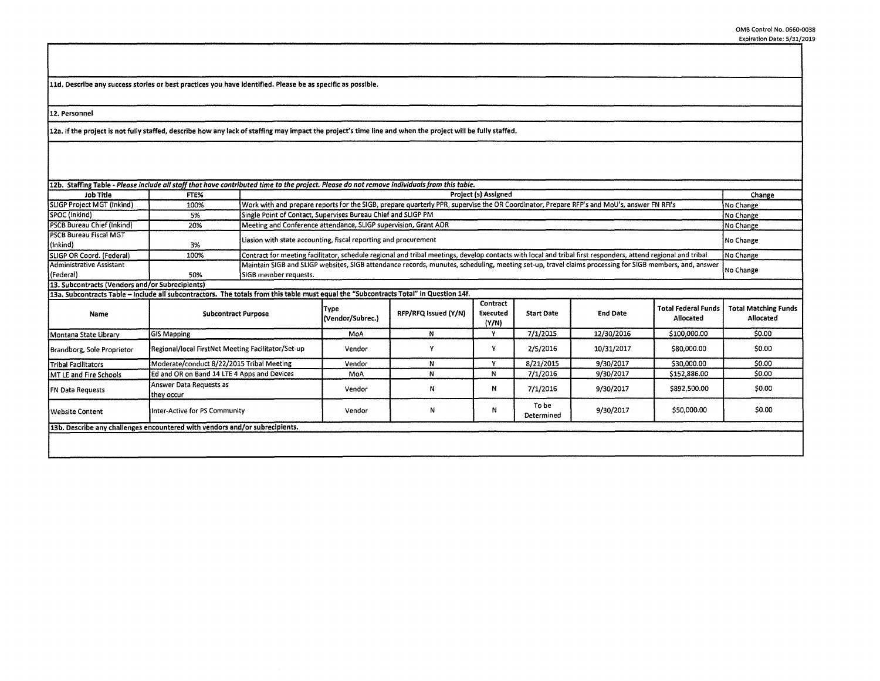11d. Describe any success stories or best practices you have identified. Please be as specific as possible.

12. Personnel

12a. If the project is not fully staffed, describe how any lack of staffing may impact the project's time line and when the project will be fully staffed.

12b. Staffing Table - *Please include all staff that have contributed time to the project. Please do not remove individuals from this table.*

| Job Title | FTE% | Project (s) Assigned | Change |
|---|---|---|---|
| SLIGP Project MGT (Inkind) | 100% | Work with and prepare reports for the SIGB, prepare quarterly PPR, supervise the OR Coordinator, Prepare RFP's and MoU's, answer FN RFI's | No Change |
| SPOC (Inkind) | 5% | Single Point of Contact, Supervises Bureau Chief and SLIGP PM | No Change |
| PSCB Bureau Chief (Inkind) | 20% | Meeting and Conference attendance, SLIGP supervision, Grant AOR | No Change |
| PSCB Bureau Fiscal MGT (Inkind) | 3% | Liasion with state accounting, fiscal reporting and procurement | No Change |
| SLIGP OR Coord. (Federal) | 100% | Contract for meeting facilitator, schedule regional and tribal meetings, develop contacts with local and tribal first responders, attend regional and tribal | No Change |
| Administrative Assistant (Federal) | 50% | Maintain SIGB and SLIGP websites, SIGB attendance records, munutes, scheduling, meeting set-up, travel claims processing for SIGB members, and, answer SIGB member requests. | No Change |

13. Subcontracts (Vendors and/or Subrecipients)

13a. Subcontracts Table – Include all subcontractors. The totals from this table must equal the "Subcontracts Total" in Question 14f.

| Name | Subcontract Purpose | Type (Vendor/Subrec.) | RFP/RFQ Issued (Y/N) | Contract Executed (Y/N) | Start Date | End Date | Total Federal Funds Allocated | Total Matching Funds Allocated |
|---|---|---|---|---|---|---|---|---|
| Montana State Library | GIS Mapping | MoA | N | Y | 7/1/2015 | 12/30/2016 | $100,000.00 | $0.00 |
| Brandborg, Sole Proprietor | Regional/local FirstNet Meeting Facilitator/Set-up | Vendor | Y | Y | 2/5/2016 | 10/31/2017 | $80,000.00 | $0.00 |
| Tribal Facilitators | Moderate/conduct 8/22/2015 Tribal Meeting | Vendor | N | Y | 8/21/2015 | 9/30/2017 | $30,000.00 | $0.00 |
| MT LE and Fire Schools | Ed and OR on Band 14 LTE 4 Apps and Devices | MoA | N | N | 7/1/2016 | 9/30/2017 | $152,886.00 | $0.00 |
| FN Data Requests | Answer Data Requests as they occur | Vendor | N | N | 7/1/2016 | 9/30/2017 | $892,500.00 | $0.00 |
| Website Content | Inter-Active for PS Community | Vendor | N | N | To be Determined | 9/30/2017 | $50,000.00 | $0.00 |

13b. Describe any challenges encountered with vendors and/or subrecipients.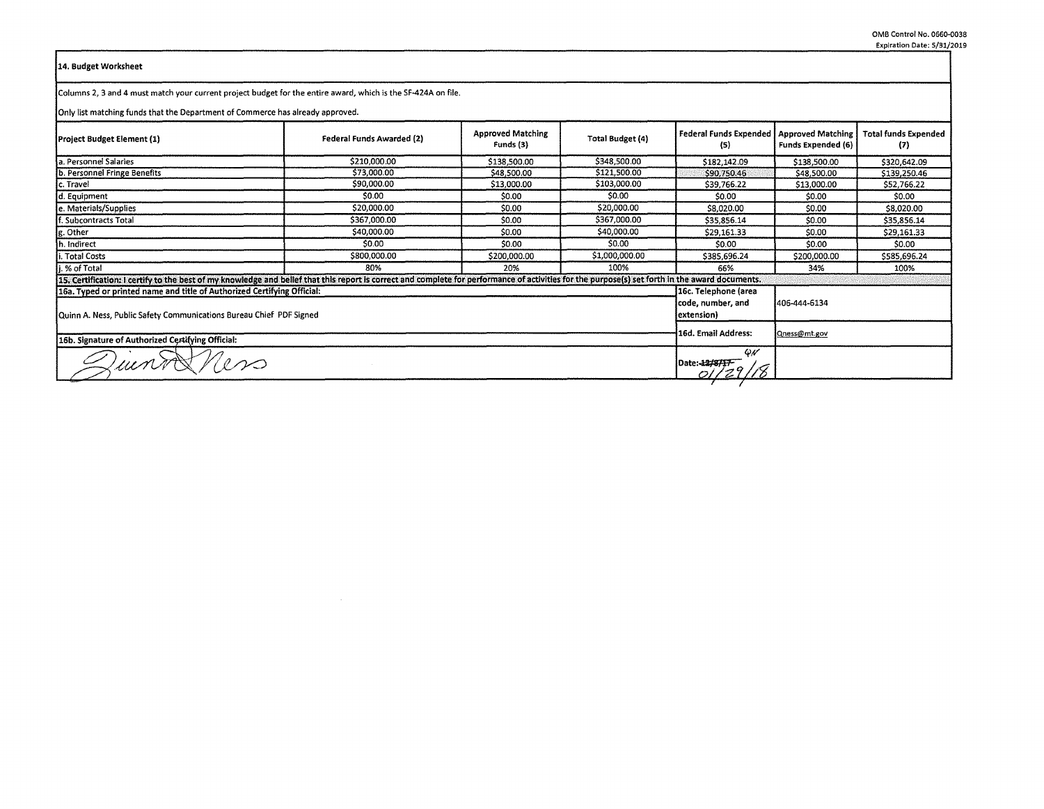OMB Control No. 0660-0038
Expiration Date: 5/31/2019

## 14. Budget Worksheet

Columns 2, 3 and 4 must match your current project budget for the entire award, which is the SF-424A on file.

Only list matching funds that the Department of Commerce has already approved.

| Project Budget Element (1) | Federal Funds Awarded (2) | Approved Matching Funds (3) | Total Budget (4) | Federal Funds Expended (5) | Approved Matching Funds Expended (6) | Total funds Expended (7) |
|---|---|---|---|---|---|---|
| a. Personnel Salaries | $210,000.00 | $138,500.00 | $348,500.00 | $182,142.09 | $138,500.00 | $320,642.09 |
| b. Personnel Fringe Benefits | $73,000.00 | $48,500.00 | $121,500.00 | $90,750.46 | $48,500.00 | $139,250.46 |
| c. Travel | $90,000.00 | $13,000.00 | $103,000.00 | $39,766.22 | $13,000.00 | $52,766.22 |
| d. Equipment | $0.00 | $0.00 | $0.00 | $0.00 | $0.00 | $0.00 |
| e. Materials/Supplies | $20,000.00 | $0.00 | $20,000.00 | $8,020.00 | $0.00 | $8,020.00 |
| f. Subcontracts Total | $367,000.00 | $0.00 | $367,000.00 | $35,856.14 | $0.00 | $35,856.14 |
| g. Other | $40,000.00 | $0.00 | $40,000.00 | $29,161.33 | $0.00 | $29,161.33 |
| h. Indirect | $0.00 | $0.00 | $0.00 | $0.00 | $0.00 | $0.00 |
| i. Total Costs | $800,000.00 | $200,000.00 | $1,000,000.00 | $385,696.24 | $200,000.00 | $585,696.24 |
| j. % of Total | 80% | 20% | 100% | 66% | 34% | 100% |

**15. Certification: I certify to the best of my knowledge and belief that this report is correct and complete for performance of activities for the purpose(s) set forth in the award documents.**

| | | |
|---|---|---|
| 16a. Typed or printed name and title of Authorized Certifying Official: Quinn A. Ness, Public Safety Communications Bureau Chief PDF Signed | 16c. Telephone (area code, number, and extension) | 406-444-6134 |
| | 16d. Email Address: | Qness@mt.gov |
| 16b. Signature of Authorized Certifying Official: Quinn A Ness | Date: ~~12/8/17~~ QN 01/29/18 | |